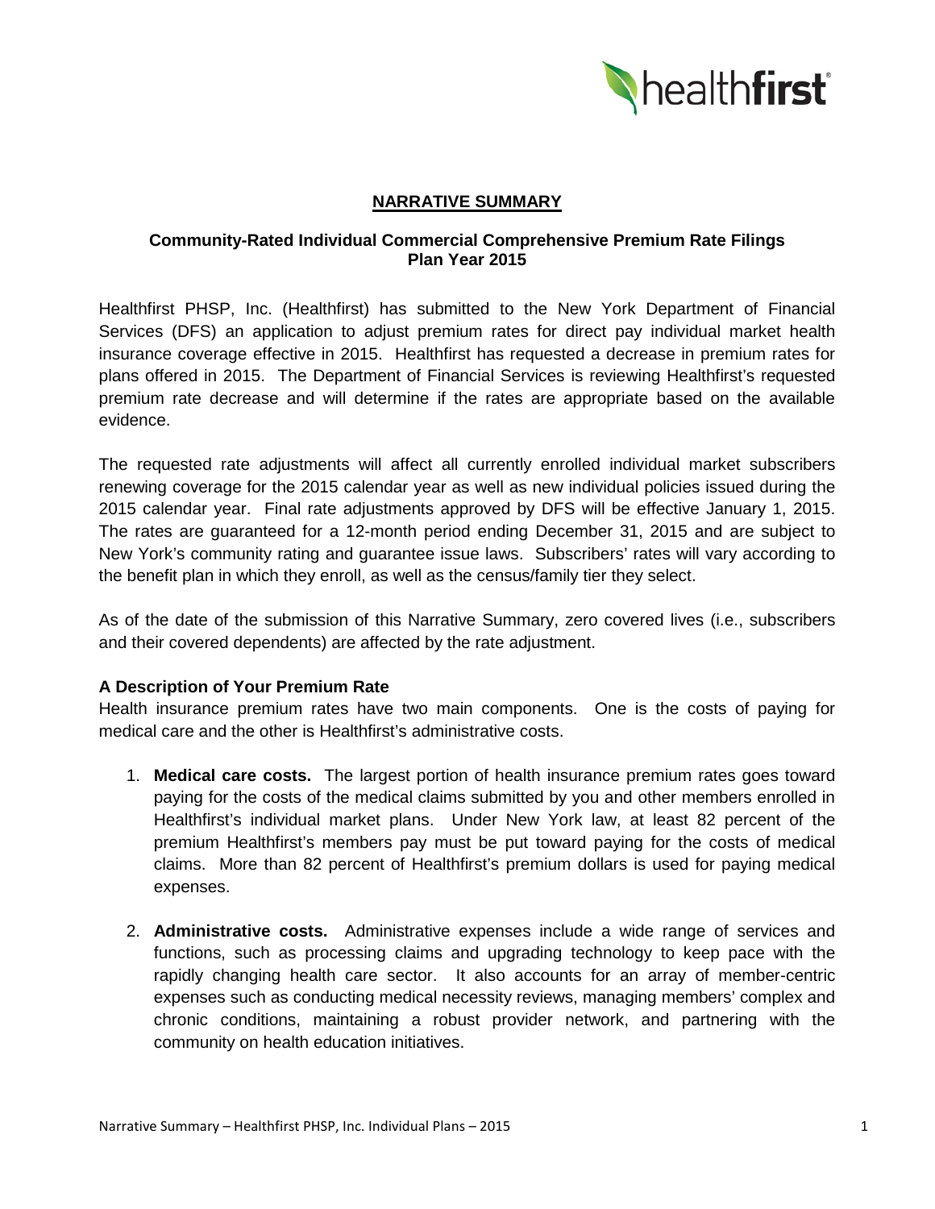## NARRATIVE SUMMARY

### Community-Rated Individual Commercial Comprehensive Premium Rate Filings Plan Year 2015

Healthfirst PHSP, Inc. (Healthfirst) has submitted to the New York Department of Financial Services (DFS) an application to adjust premium rates for direct pay individual market health insurance coverage effective in 2015. Healthfirst has requested a decrease in premium rates for plans offered in 2015. The Department of Financial Services is reviewing Healthfirst's requested premium rate decrease and will determine if the rates are appropriate based on the available evidence.

The requested rate adjustments will affect all currently enrolled individual market subscribers renewing coverage for the 2015 calendar year as well as new individual policies issued during the 2015 calendar year. Final rate adjustments approved by DFS will be effective January 1, 2015. The rates are guaranteed for a 12-month period ending December 31, 2015 and are subject to New York's community rating and guarantee issue laws. Subscribers' rates will vary according to the benefit plan in which they enroll, as well as the census/family tier they select.

As of the date of the submission of this Narrative Summary, zero covered lives (i.e., subscribers and their covered dependents) are affected by the rate adjustment.

**A Description of Your Premium Rate**

Health insurance premium rates have two main components. One is the costs of paying for medical care and the other is Healthfirst's administrative costs.

1. **Medical care costs.** The largest portion of health insurance premium rates goes toward paying for the costs of the medical claims submitted by you and other members enrolled in Healthfirst's individual market plans. Under New York law, at least 82 percent of the premium Healthfirst's members pay must be put toward paying for the costs of medical claims. More than 82 percent of Healthfirst's premium dollars is used for paying medical expenses.

2. **Administrative costs.** Administrative expenses include a wide range of services and functions, such as processing claims and upgrading technology to keep pace with the rapidly changing health care sector. It also accounts for an array of member-centric expenses such as conducting medical necessity reviews, managing members' complex and chronic conditions, maintaining a robust provider network, and partnering with the community on health education initiatives.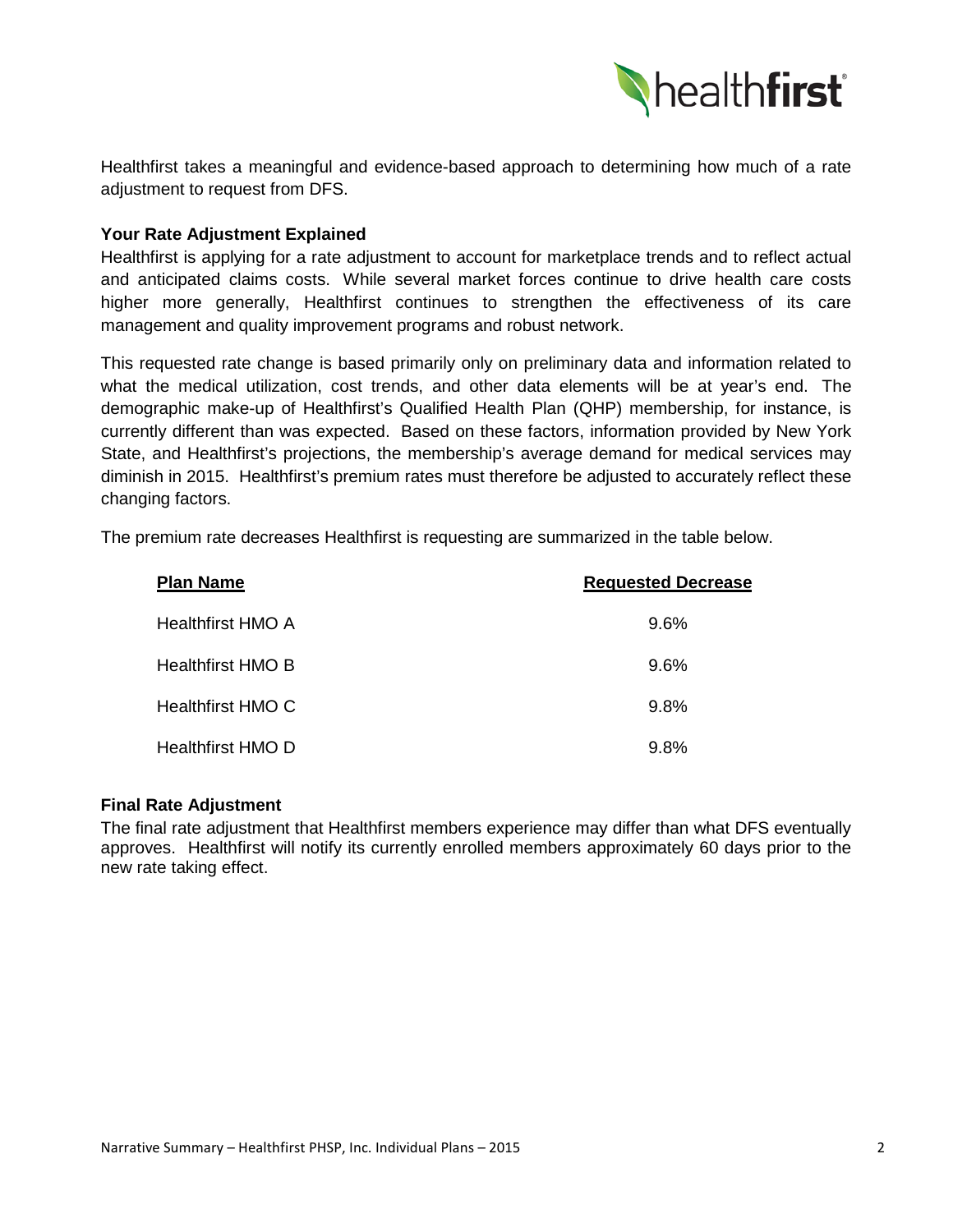Healthfirst takes a meaningful and evidence-based approach to determining how much of a rate adjustment to request from DFS.

**Your Rate Adjustment Explained**

Healthfirst is applying for a rate adjustment to account for marketplace trends and to reflect actual and anticipated claims costs. While several market forces continue to drive health care costs higher more generally, Healthfirst continues to strengthen the effectiveness of its care management and quality improvement programs and robust network.

This requested rate change is based primarily only on preliminary data and information related to what the medical utilization, cost trends, and other data elements will be at year's end. The demographic make-up of Healthfirst's Qualified Health Plan (QHP) membership, for instance, is currently different than was expected. Based on these factors, information provided by New York State, and Healthfirst's projections, the membership's average demand for medical services may diminish in 2015. Healthfirst's premium rates must therefore be adjusted to accurately reflect these changing factors.

The premium rate decreases Healthfirst is requesting are summarized in the table below.

| Plan Name | Requested Decrease |
|---|---|
| Healthfirst HMO A | 9.6% |
| Healthfirst HMO B | 9.6% |
| Healthfirst HMO C | 9.8% |
| Healthfirst HMO D | 9.8% |

**Final Rate Adjustment**

The final rate adjustment that Healthfirst members experience may differ than what DFS eventually approves. Healthfirst will notify its currently enrolled members approximately 60 days prior to the new rate taking effect.